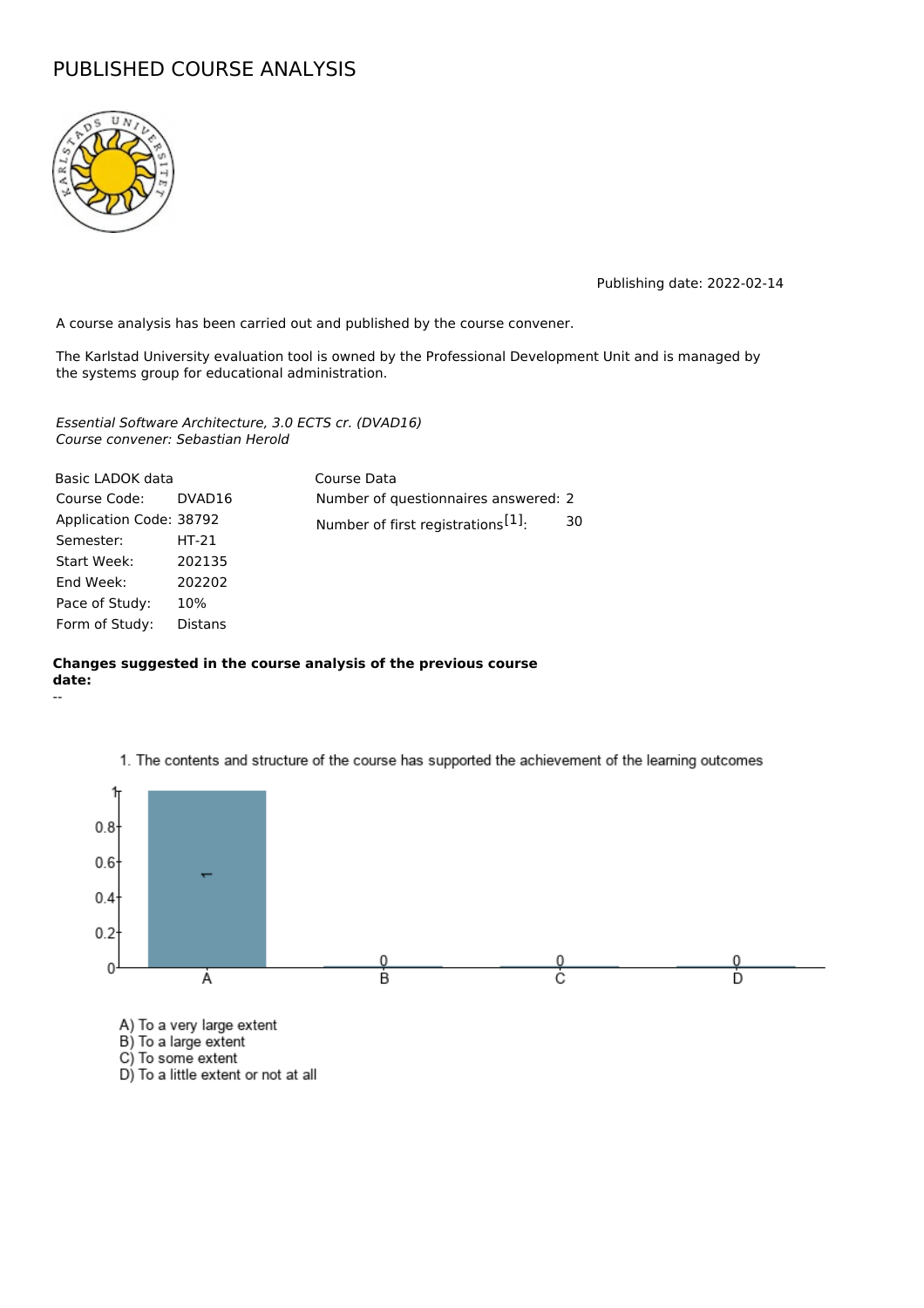# PUBLISHED COURSE ANALYSIS

Publishing date: 2022-02-14

A course analysis has been carried out and published by the course convener.

The Karlstad University evaluation tool is owned by the Professional Development Unit and is managed by the systems group for educational administration.

*Essential Software Architecture, 3.0 ECTS cr. (DVAD16)*
*Course convener: Sebastian Herold*

| Basic LADOK data | | Course Data | |
|---|---|---|---|
| Course Code: | DVAD16 | Number of questionnaires answered: | 2 |
| Application Code: | 38792 | Number of first registrations[1]: | 30 |
| Semester: | HT-21 | | |
| Start Week: | 202135 | | |
| End Week: | 202202 | | |
| Pace of Study: | 10% | | |
| Form of Study: | Distans | | |

**Changes suggested in the course analysis of the previous course date:**

--

1. The contents and structure of the course has supported the achievement of the learning outcomes

| | A | B | C | D |
|---|---|---|---|---|
| Responses | 1 | 0 | 0 | 0 |

A) To a very large extent
B) To a large extent
C) To some extent
D) To a little extent or not at all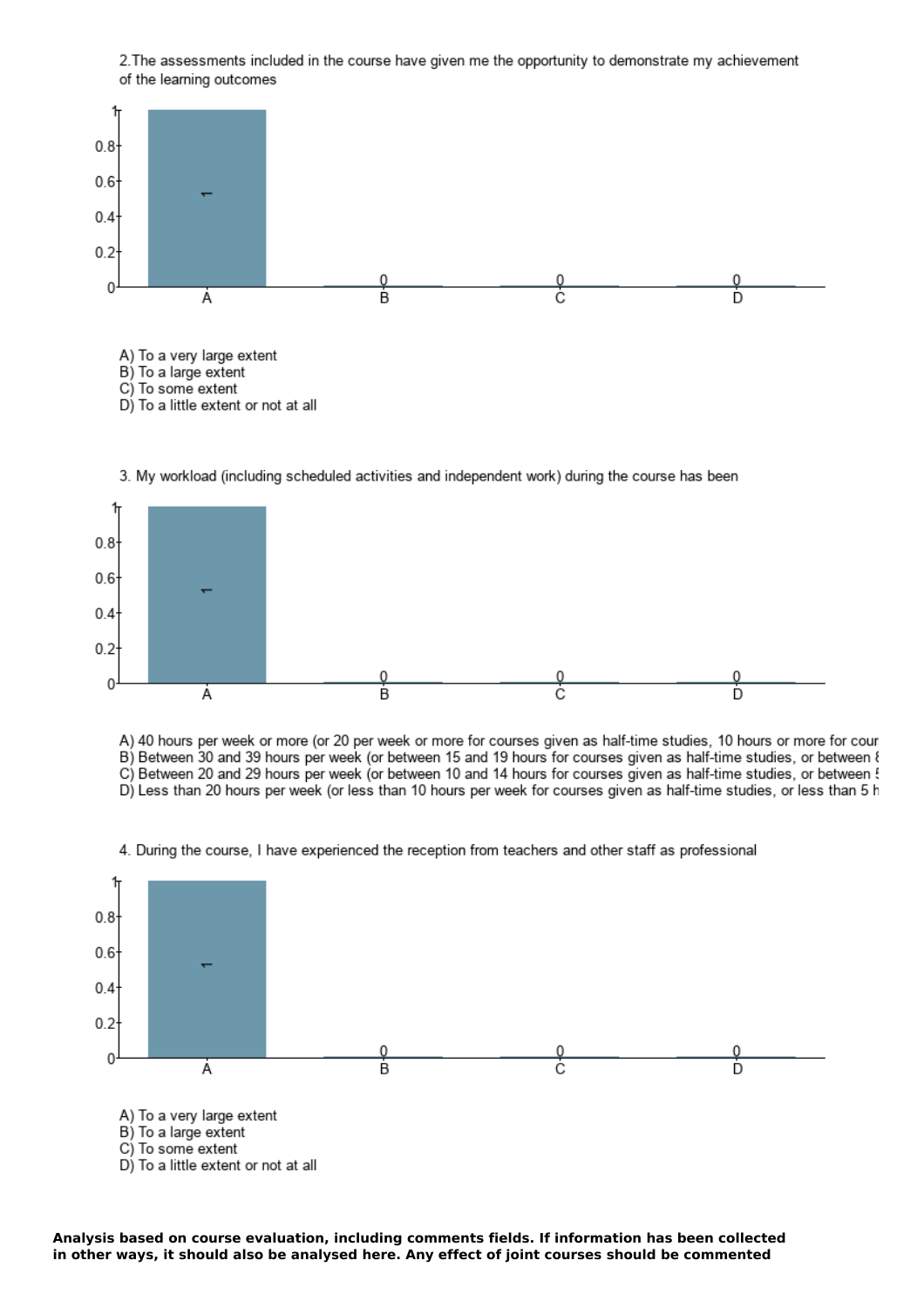2. The assessments included in the course have given me the opportunity to demonstrate my achievement of the learning outcomes

| Response | Count |
| --- | --- |
| A | 1 |
| B | 0 |
| C | 0 |
| D | 0 |

A) To a very large extent
B) To a large extent
C) To some extent
D) To a little extent or not at all

3. My workload (including scheduled activities and independent work) during the course has been

| Response | Count |
| --- | --- |
| A | 1 |
| B | 0 |
| C | 0 |
| D | 0 |

A) 40 hours per week or more (or 20 per week or more for courses given as half-time studies, 10 hours or more for cour
B) Between 30 and 39 hours per week (or between 15 and 19 hours for courses given as half-time studies, or between 8
C) Between 20 and 29 hours per week (or between 10 and 14 hours for courses given as half-time studies, or between 5
D) Less than 20 hours per week (or less than 10 hours per week for courses given as half-time studies, or less than 5 h

4. During the course, I have experienced the reception from teachers and other staff as professional

| Response | Count |
| --- | --- |
| A | 1 |
| B | 0 |
| C | 0 |
| D | 0 |

A) To a very large extent
B) To a large extent
C) To some extent
D) To a little extent or not at all

**Analysis based on course evaluation, including comments fields. If information has been collected in other ways, it should also be analysed here. Any effect of joint courses should be commented**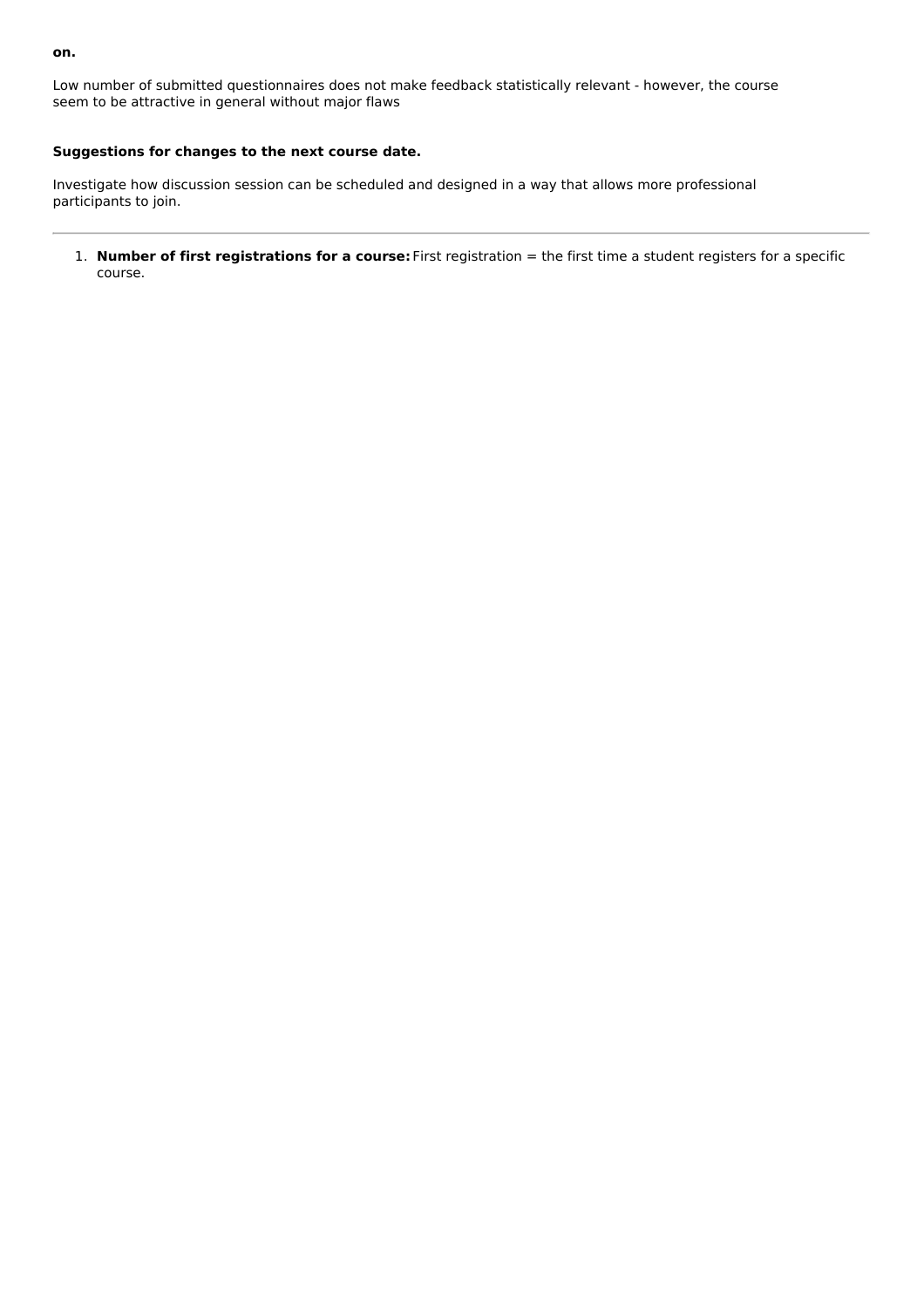**on.**

Low number of submitted questionnaires does not make feedback statistically relevant - however, the course seem to be attractive in general without major flaws

**Suggestions for changes to the next course date.**

Investigate how discussion session can be scheduled and designed in a way that allows more professional participants to join.

---

1. **Number of first registrations for a course:** First registration = the first time a student registers for a specific course.